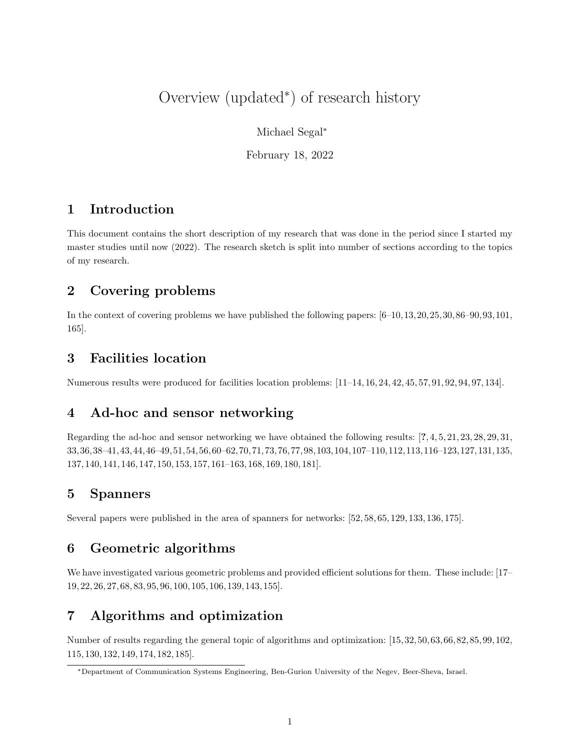# Overview (updated*) of research history

Michael Segal*

February 18, 2022

## 1 Introduction

This document contains the short description of my research that was done in the period since I started my master studies until now (2022). The research sketch is split into number of sections according to the topics of my research.

## 2 Covering problems

In the context of covering problems we have published the following papers: [6–10, 13, 20, 25, 30, 86–90, 93, 101, 165].

## 3 Facilities location

Numerous results were produced for facilities location problems: [11–14, 16, 24, 42, 45, 57, 91, 92, 94, 97, 134].

## 4 Ad-hoc and sensor networking

Regarding the ad-hoc and sensor networking we have obtained the following results: [**?**, 4, 5, 21, 23, 28, 29, 31, 33, 36, 38–41, 43, 44, 46–49, 51, 54, 56, 60–62, 70, 71, 73, 76, 77, 98, 103, 104, 107–110, 112, 113, 116–123, 127, 131, 135, 137, 140, 141, 146, 147, 150, 153, 157, 161–163, 168, 169, 180, 181].

## 5 Spanners

Several papers were published in the area of spanners for networks: [52, 58, 65, 129, 133, 136, 175].

## 6 Geometric algorithms

We have investigated various geometric problems and provided efficient solutions for them. These include: [17–19, 22, 26, 27, 68, 83, 95, 96, 100, 105, 106, 139, 143, 155].

## 7 Algorithms and optimization

Number of results regarding the general topic of algorithms and optimization: [15, 32, 50, 63, 66, 82, 85, 99, 102, 115, 130, 132, 149, 174, 182, 185].

*Department of Communication Systems Engineering, Ben-Gurion University of the Negev, Beer-Sheva, Israel.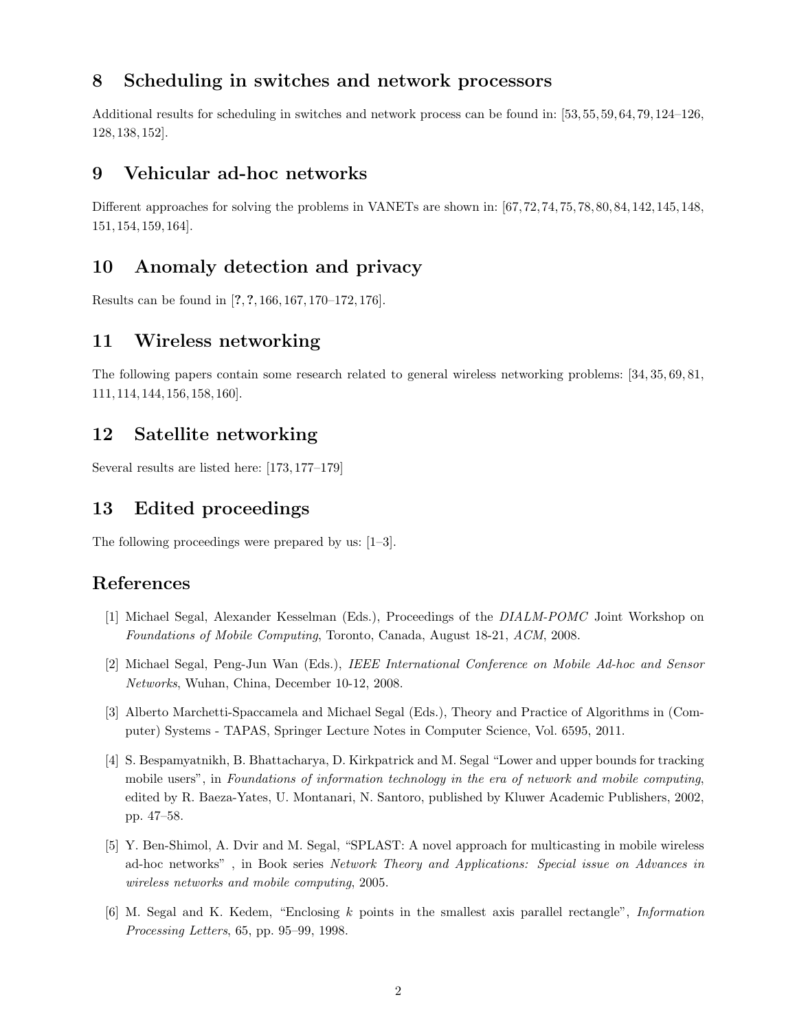## 8 Scheduling in switches and network processors

Additional results for scheduling in switches and network process can be found in: [53, 55, 59, 64, 79, 124–126, 128, 138, 152].

## 9 Vehicular ad-hoc networks

Different approaches for solving the problems in VANETs are shown in: [67, 72, 74, 75, 78, 80, 84, 142, 145, 148, 151, 154, 159, 164].

## 10 Anomaly detection and privacy

Results can be found in [**?**, **?**, 166, 167, 170–172, 176].

## 11 Wireless networking

The following papers contain some research related to general wireless networking problems: [34, 35, 69, 81, 111, 114, 144, 156, 158, 160].

## 12 Satellite networking

Several results are listed here: [173, 177–179]

## 13 Edited proceedings

The following proceedings were prepared by us: [1–3].

## References

[1] Michael Segal, Alexander Kesselman (Eds.), Proceedings of the *DIALM-POMC* Joint Workshop on *Foundations of Mobile Computing*, Toronto, Canada, August 18-21, *ACM*, 2008.

[2] Michael Segal, Peng-Jun Wan (Eds.), *IEEE International Conference on Mobile Ad-hoc and Sensor Networks*, Wuhan, China, December 10-12, 2008.

[3] Alberto Marchetti-Spaccamela and Michael Segal (Eds.), Theory and Practice of Algorithms in (Computer) Systems - TAPAS, Springer Lecture Notes in Computer Science, Vol. 6595, 2011.

[4] S. Bespamyatnikh, B. Bhattacharya, D. Kirkpatrick and M. Segal "Lower and upper bounds for tracking mobile users", in *Foundations of information technology in the era of network and mobile computing*, edited by R. Baeza-Yates, U. Montanari, N. Santoro, published by Kluwer Academic Publishers, 2002, pp. 47–58.

[5] Y. Ben-Shimol, A. Dvir and M. Segal, "SPLAST: A novel approach for multicasting in mobile wireless ad-hoc networks" , in Book series *Network Theory and Applications: Special issue on Advances in wireless networks and mobile computing*, 2005.

[6] M. Segal and K. Kedem, "Enclosing $k$ points in the smallest axis parallel rectangle", *Information Processing Letters*, 65, pp. 95–99, 1998.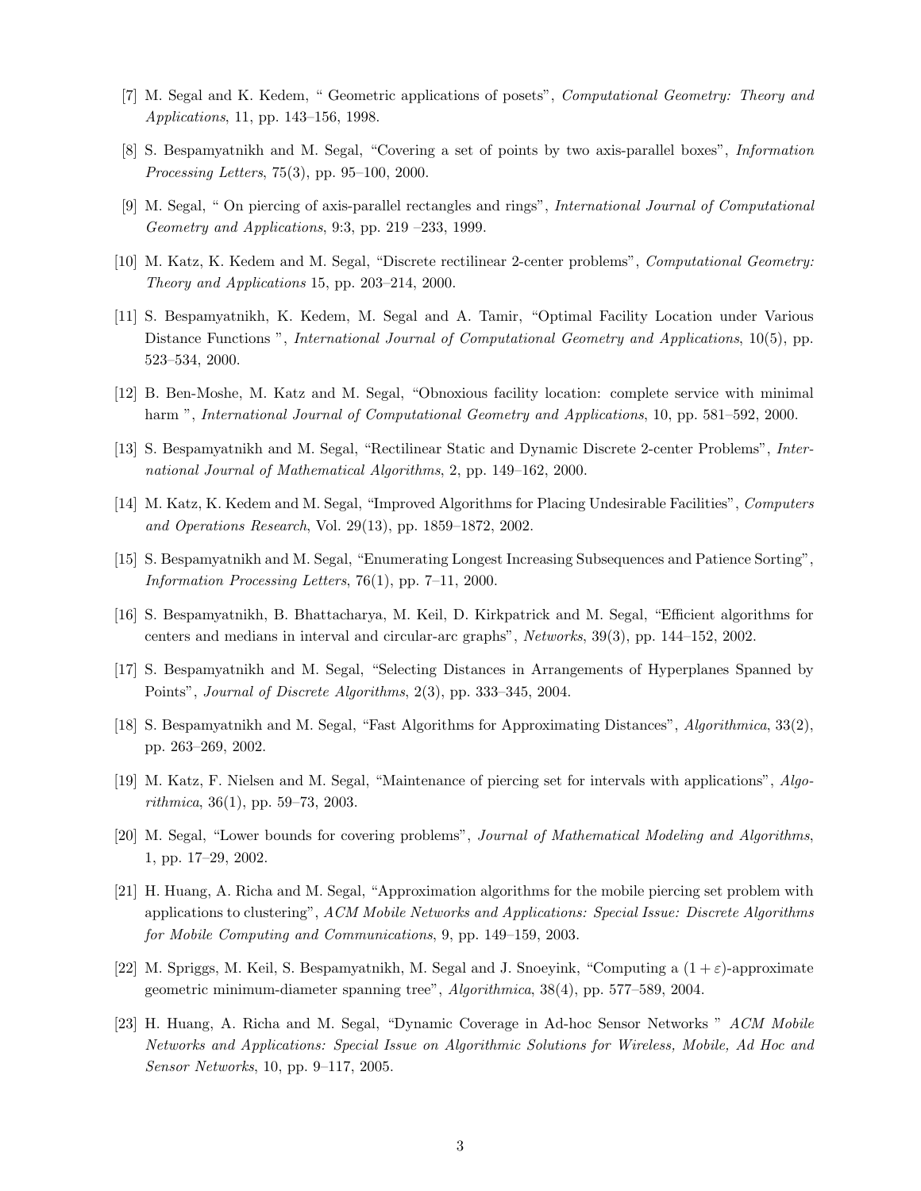[7] M. Segal and K. Kedem, " Geometric applications of posets", *Computational Geometry: Theory and Applications*, 11, pp. 143–156, 1998.

[8] S. Bespamyatnikh and M. Segal, "Covering a set of points by two axis-parallel boxes", *Information Processing Letters*, 75(3), pp. 95–100, 2000.

[9] M. Segal, " On piercing of axis-parallel rectangles and rings", *International Journal of Computational Geometry and Applications*, 9:3, pp. 219 –233, 1999.

[10] M. Katz, K. Kedem and M. Segal, "Discrete rectilinear 2-center problems", *Computational Geometry: Theory and Applications* 15, pp. 203–214, 2000.

[11] S. Bespamyatnikh, K. Kedem, M. Segal and A. Tamir, "Optimal Facility Location under Various Distance Functions ", *International Journal of Computational Geometry and Applications*, 10(5), pp. 523–534, 2000.

[12] B. Ben-Moshe, M. Katz and M. Segal, "Obnoxious facility location: complete service with minimal harm ", *International Journal of Computational Geometry and Applications*, 10, pp. 581–592, 2000.

[13] S. Bespamyatnikh and M. Segal, "Rectilinear Static and Dynamic Discrete 2-center Problems", *International Journal of Mathematical Algorithms*, 2, pp. 149–162, 2000.

[14] M. Katz, K. Kedem and M. Segal, "Improved Algorithms for Placing Undesirable Facilities", *Computers and Operations Research*, Vol. 29(13), pp. 1859–1872, 2002.

[15] S. Bespamyatnikh and M. Segal, "Enumerating Longest Increasing Subsequences and Patience Sorting", *Information Processing Letters*, 76(1), pp. 7–11, 2000.

[16] S. Bespamyatnikh, B. Bhattacharya, M. Keil, D. Kirkpatrick and M. Segal, "Efficient algorithms for centers and medians in interval and circular-arc graphs", *Networks*, 39(3), pp. 144–152, 2002.

[17] S. Bespamyatnikh and M. Segal, "Selecting Distances in Arrangements of Hyperplanes Spanned by Points", *Journal of Discrete Algorithms*, 2(3), pp. 333–345, 2004.

[18] S. Bespamyatnikh and M. Segal, "Fast Algorithms for Approximating Distances", *Algorithmica*, 33(2), pp. 263–269, 2002.

[19] M. Katz, F. Nielsen and M. Segal, "Maintenance of piercing set for intervals with applications", *Algorithmica*, 36(1), pp. 59–73, 2003.

[20] M. Segal, "Lower bounds for covering problems", *Journal of Mathematical Modeling and Algorithms*, 1, pp. 17–29, 2002.

[21] H. Huang, A. Richa and M. Segal, "Approximation algorithms for the mobile piercing set problem with applications to clustering", *ACM Mobile Networks and Applications: Special Issue: Discrete Algorithms for Mobile Computing and Communications*, 9, pp. 149–159, 2003.

[22] M. Spriggs, M. Keil, S. Bespamyatnikh, M. Segal and J. Snoeyink, "Computing a $(1+\varepsilon)$-approximate geometric minimum-diameter spanning tree", *Algorithmica*, 38(4), pp. 577–589, 2004.

[23] H. Huang, A. Richa and M. Segal, "Dynamic Coverage in Ad-hoc Sensor Networks " *ACM Mobile Networks and Applications: Special Issue on Algorithmic Solutions for Wireless, Mobile, Ad Hoc and Sensor Networks*, 10, pp. 9–117, 2005.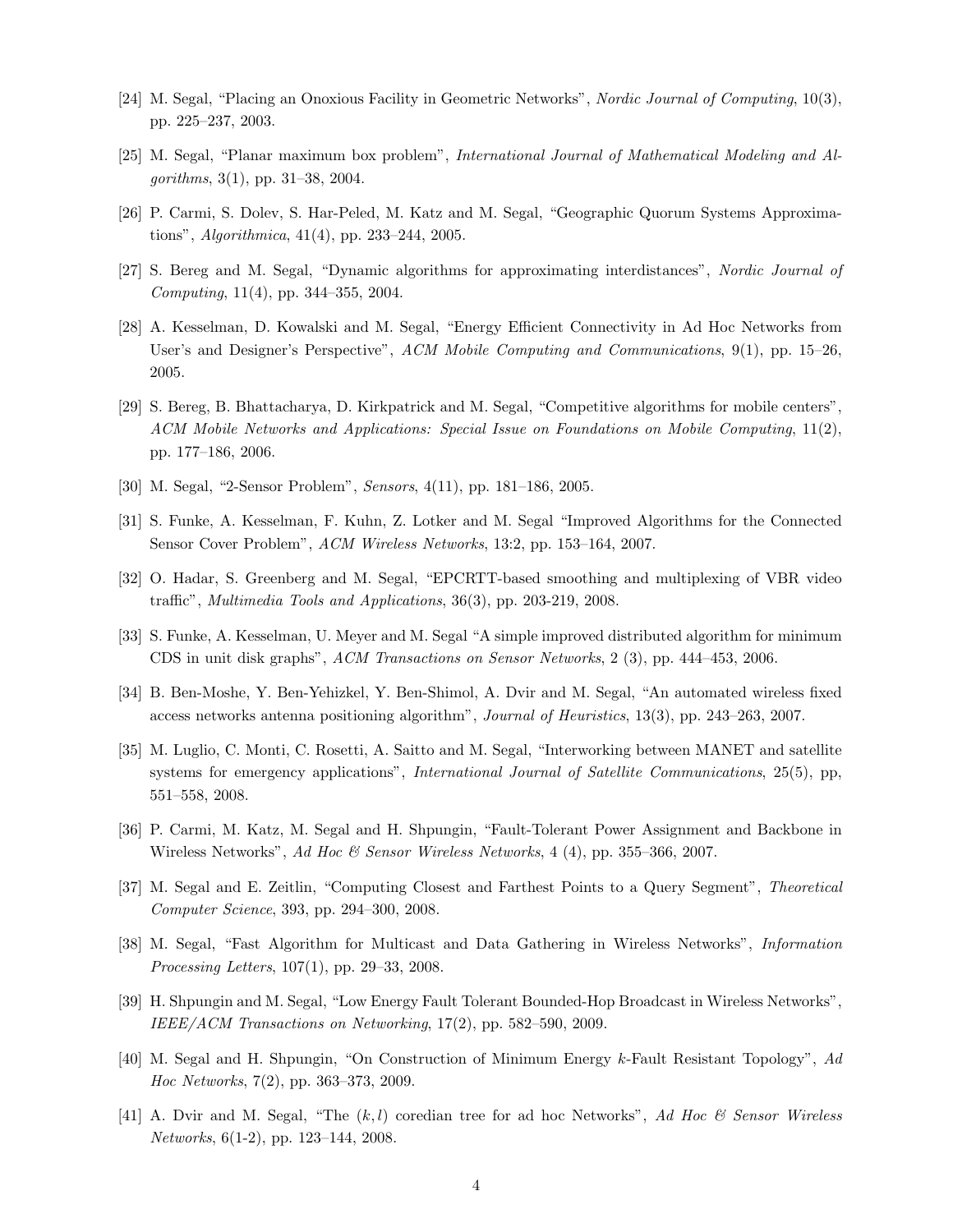[24] M. Segal, "Placing an Onoxious Facility in Geometric Networks", *Nordic Journal of Computing*, 10(3), pp. 225–237, 2003.

[25] M. Segal, "Planar maximum box problem", *International Journal of Mathematical Modeling and Algorithms*, 3(1), pp. 31–38, 2004.

[26] P. Carmi, S. Dolev, S. Har-Peled, M. Katz and M. Segal, "Geographic Quorum Systems Approximations", *Algorithmica*, 41(4), pp. 233–244, 2005.

[27] S. Bereg and M. Segal, "Dynamic algorithms for approximating interdistances", *Nordic Journal of Computing*, 11(4), pp. 344–355, 2004.

[28] A. Kesselman, D. Kowalski and M. Segal, "Energy Efficient Connectivity in Ad Hoc Networks from User's and Designer's Perspective", *ACM Mobile Computing and Communications*, 9(1), pp. 15–26, 2005.

[29] S. Bereg, B. Bhattacharya, D. Kirkpatrick and M. Segal, "Competitive algorithms for mobile centers", *ACM Mobile Networks and Applications: Special Issue on Foundations on Mobile Computing*, 11(2), pp. 177–186, 2006.

[30] M. Segal, "2-Sensor Problem", *Sensors*, 4(11), pp. 181–186, 2005.

[31] S. Funke, A. Kesselman, F. Kuhn, Z. Lotker and M. Segal "Improved Algorithms for the Connected Sensor Cover Problem", *ACM Wireless Networks*, 13:2, pp. 153–164, 2007.

[32] O. Hadar, S. Greenberg and M. Segal, "EPCRTT-based smoothing and multiplexing of VBR video traffic", *Multimedia Tools and Applications*, 36(3), pp. 203-219, 2008.

[33] S. Funke, A. Kesselman, U. Meyer and M. Segal "A simple improved distributed algorithm for minimum CDS in unit disk graphs", *ACM Transactions on Sensor Networks*, 2 (3), pp. 444–453, 2006.

[34] B. Ben-Moshe, Y. Ben-Yehizkel, Y. Ben-Shimol, A. Dvir and M. Segal, "An automated wireless fixed access networks antenna positioning algorithm", *Journal of Heuristics*, 13(3), pp. 243–263, 2007.

[35] M. Luglio, C. Monti, C. Rosetti, A. Saitto and M. Segal, "Interworking between MANET and satellite systems for emergency applications", *International Journal of Satellite Communications*, 25(5), pp, 551–558, 2008.

[36] P. Carmi, M. Katz, M. Segal and H. Shpungin, "Fault-Tolerant Power Assignment and Backbone in Wireless Networks", *Ad Hoc & Sensor Wireless Networks*, 4 (4), pp. 355–366, 2007.

[37] M. Segal and E. Zeitlin, "Computing Closest and Farthest Points to a Query Segment", *Theoretical Computer Science*, 393, pp. 294–300, 2008.

[38] M. Segal, "Fast Algorithm for Multicast and Data Gathering in Wireless Networks", *Information Processing Letters*, 107(1), pp. 29–33, 2008.

[39] H. Shpungin and M. Segal, "Low Energy Fault Tolerant Bounded-Hop Broadcast in Wireless Networks", *IEEE/ACM Transactions on Networking*, 17(2), pp. 582–590, 2009.

[40] M. Segal and H. Shpungin, "On Construction of Minimum Energy $k$-Fault Resistant Topology", *Ad Hoc Networks*, 7(2), pp. 363–373, 2009.

[41] A. Dvir and M. Segal, "The $(k, l)$ coredian tree for ad hoc Networks", *Ad Hoc & Sensor Wireless Networks*, 6(1-2), pp. 123–144, 2008.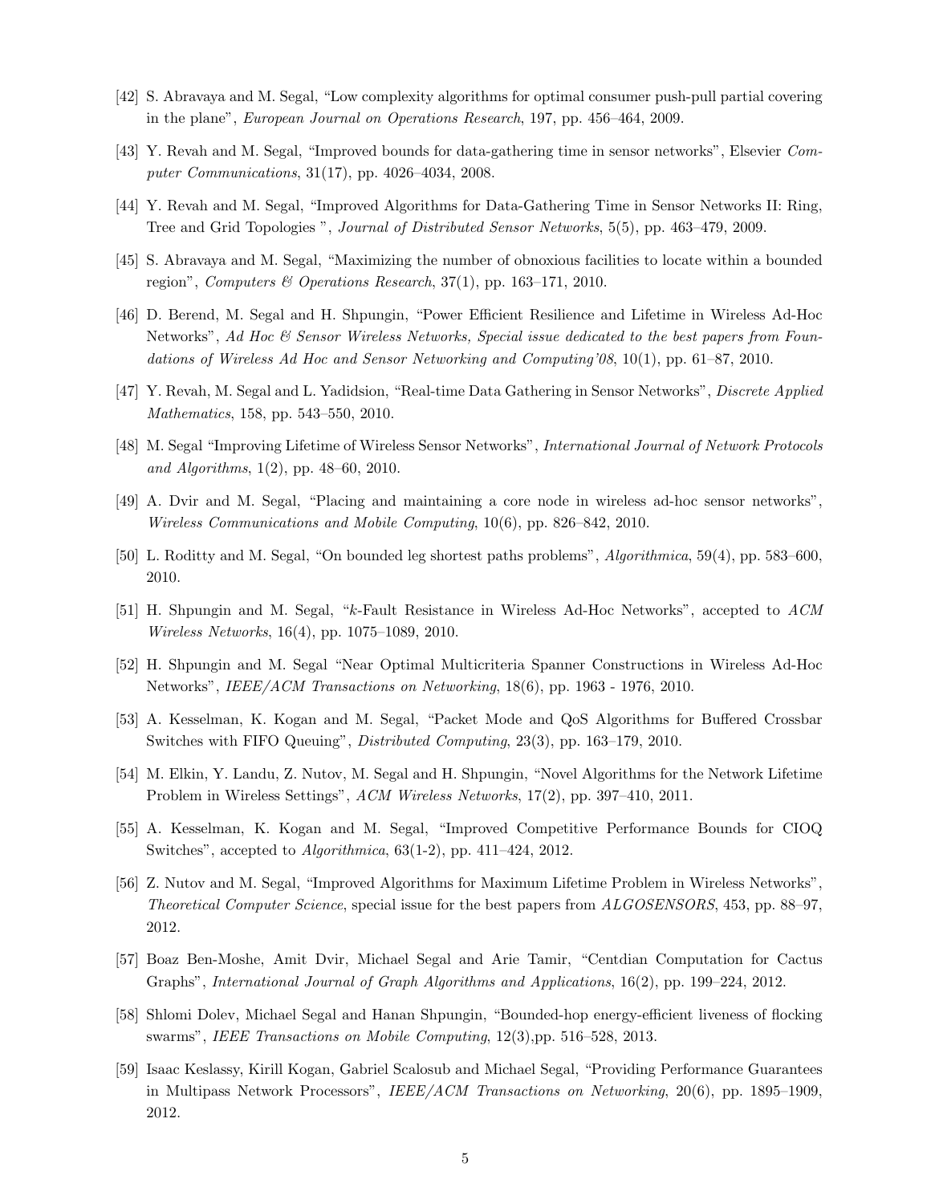[42] S. Abravaya and M. Segal, "Low complexity algorithms for optimal consumer push-pull partial covering in the plane", *European Journal on Operations Research*, 197, pp. 456–464, 2009.

[43] Y. Revah and M. Segal, "Improved bounds for data-gathering time in sensor networks", Elsevier *Computer Communications*, 31(17), pp. 4026–4034, 2008.

[44] Y. Revah and M. Segal, "Improved Algorithms for Data-Gathering Time in Sensor Networks II: Ring, Tree and Grid Topologies ", *Journal of Distributed Sensor Networks*, 5(5), pp. 463–479, 2009.

[45] S. Abravaya and M. Segal, "Maximizing the number of obnoxious facilities to locate within a bounded region", *Computers & Operations Research*, 37(1), pp. 163–171, 2010.

[46] D. Berend, M. Segal and H. Shpungin, "Power Efficient Resilience and Lifetime in Wireless Ad-Hoc Networks", *Ad Hoc & Sensor Wireless Networks, Special issue dedicated to the best papers from Foundations of Wireless Ad Hoc and Sensor Networking and Computing'08*, 10(1), pp. 61–87, 2010.

[47] Y. Revah, M. Segal and L. Yadidsion, "Real-time Data Gathering in Sensor Networks", *Discrete Applied Mathematics*, 158, pp. 543–550, 2010.

[48] M. Segal "Improving Lifetime of Wireless Sensor Networks", *International Journal of Network Protocols and Algorithms*, 1(2), pp. 48–60, 2010.

[49] A. Dvir and M. Segal, "Placing and maintaining a core node in wireless ad-hoc sensor networks", *Wireless Communications and Mobile Computing*, 10(6), pp. 826–842, 2010.

[50] L. Roditty and M. Segal, "On bounded leg shortest paths problems", *Algorithmica*, 59(4), pp. 583–600, 2010.

[51] H. Shpungin and M. Segal, "$k$-Fault Resistance in Wireless Ad-Hoc Networks", accepted to *ACM Wireless Networks*, 16(4), pp. 1075–1089, 2010.

[52] H. Shpungin and M. Segal "Near Optimal Multicriteria Spanner Constructions in Wireless Ad-Hoc Networks", *IEEE/ACM Transactions on Networking*, 18(6), pp. 1963 - 1976, 2010.

[53] A. Kesselman, K. Kogan and M. Segal, "Packet Mode and QoS Algorithms for Buffered Crossbar Switches with FIFO Queuing", *Distributed Computing*, 23(3), pp. 163–179, 2010.

[54] M. Elkin, Y. Landu, Z. Nutov, M. Segal and H. Shpungin, "Novel Algorithms for the Network Lifetime Problem in Wireless Settings", *ACM Wireless Networks*, 17(2), pp. 397–410, 2011.

[55] A. Kesselman, K. Kogan and M. Segal, "Improved Competitive Performance Bounds for CIOQ Switches", accepted to *Algorithmica*, 63(1-2), pp. 411–424, 2012.

[56] Z. Nutov and M. Segal, "Improved Algorithms for Maximum Lifetime Problem in Wireless Networks", *Theoretical Computer Science*, special issue for the best papers from *ALGOSENSORS*, 453, pp. 88–97, 2012.

[57] Boaz Ben-Moshe, Amit Dvir, Michael Segal and Arie Tamir, "Centdian Computation for Cactus Graphs", *International Journal of Graph Algorithms and Applications*, 16(2), pp. 199–224, 2012.

[58] Shlomi Dolev, Michael Segal and Hanan Shpungin, "Bounded-hop energy-efficient liveness of flocking swarms", *IEEE Transactions on Mobile Computing*, 12(3),pp. 516–528, 2013.

[59] Isaac Keslassy, Kirill Kogan, Gabriel Scalosub and Michael Segal, "Providing Performance Guarantees in Multipass Network Processors", *IEEE/ACM Transactions on Networking*, 20(6), pp. 1895–1909, 2012.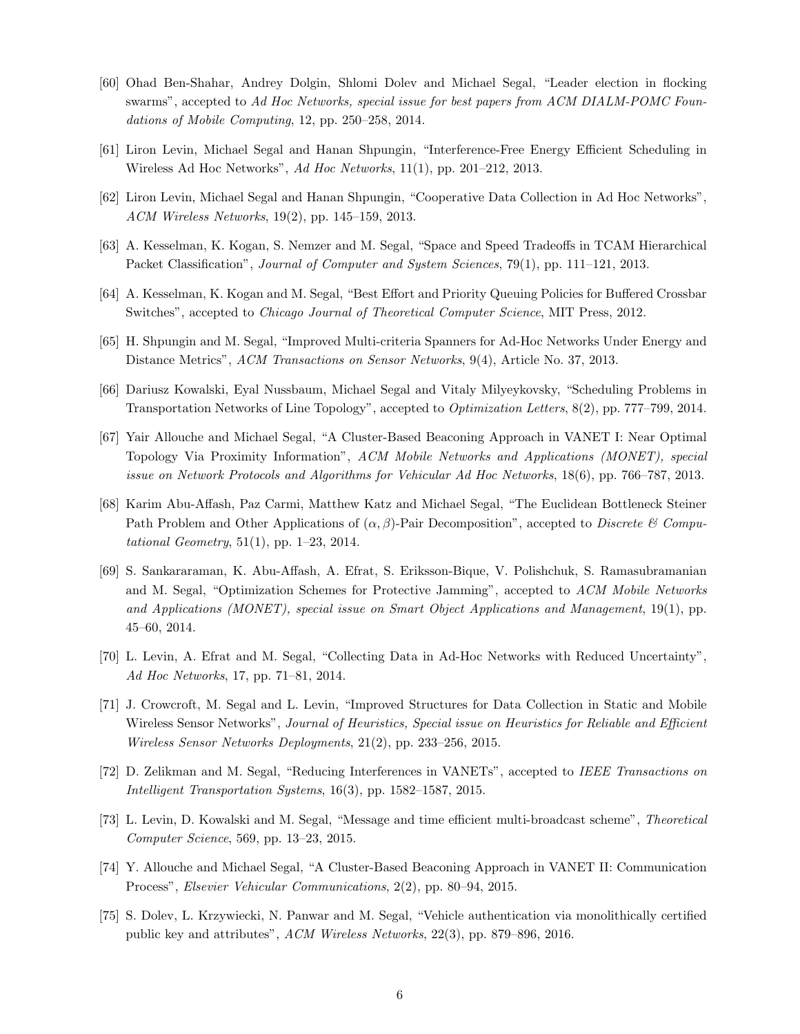[60] Ohad Ben-Shahar, Andrey Dolgin, Shlomi Dolev and Michael Segal, "Leader election in flocking swarms", accepted to *Ad Hoc Networks, special issue for best papers from ACM DIALM-POMC Foundations of Mobile Computing*, 12, pp. 250–258, 2014.

[61] Liron Levin, Michael Segal and Hanan Shpungin, "Interference-Free Energy Efficient Scheduling in Wireless Ad Hoc Networks", *Ad Hoc Networks*, 11(1), pp. 201–212, 2013.

[62] Liron Levin, Michael Segal and Hanan Shpungin, "Cooperative Data Collection in Ad Hoc Networks", *ACM Wireless Networks*, 19(2), pp. 145–159, 2013.

[63] A. Kesselman, K. Kogan, S. Nemzer and M. Segal, "Space and Speed Tradeoffs in TCAM Hierarchical Packet Classification", *Journal of Computer and System Sciences*, 79(1), pp. 111–121, 2013.

[64] A. Kesselman, K. Kogan and M. Segal, "Best Effort and Priority Queuing Policies for Buffered Crossbar Switches", accepted to *Chicago Journal of Theoretical Computer Science*, MIT Press, 2012.

[65] H. Shpungin and M. Segal, "Improved Multi-criteria Spanners for Ad-Hoc Networks Under Energy and Distance Metrics", *ACM Transactions on Sensor Networks*, 9(4), Article No. 37, 2013.

[66] Dariusz Kowalski, Eyal Nussbaum, Michael Segal and Vitaly Milyeykovsky, "Scheduling Problems in Transportation Networks of Line Topology", accepted to *Optimization Letters*, 8(2), pp. 777–799, 2014.

[67] Yair Allouche and Michael Segal, "A Cluster-Based Beaconing Approach in VANET I: Near Optimal Topology Via Proximity Information", *ACM Mobile Networks and Applications (MONET), special issue on Network Protocols and Algorithms for Vehicular Ad Hoc Networks*, 18(6), pp. 766–787, 2013.

[68] Karim Abu-Affash, Paz Carmi, Matthew Katz and Michael Segal, "The Euclidean Bottleneck Steiner Path Problem and Other Applications of $(\alpha, \beta)$-Pair Decomposition", accepted to *Discrete & Computational Geometry*, 51(1), pp. 1–23, 2014.

[69] S. Sankararaman, K. Abu-Affash, A. Efrat, S. Eriksson-Bique, V. Polishchuk, S. Ramasubramanian and M. Segal, "Optimization Schemes for Protective Jamming", accepted to *ACM Mobile Networks and Applications (MONET), special issue on Smart Object Applications and Management*, 19(1), pp. 45–60, 2014.

[70] L. Levin, A. Efrat and M. Segal, "Collecting Data in Ad-Hoc Networks with Reduced Uncertainty", *Ad Hoc Networks*, 17, pp. 71–81, 2014.

[71] J. Crowcroft, M. Segal and L. Levin, "Improved Structures for Data Collection in Static and Mobile Wireless Sensor Networks", *Journal of Heuristics, Special issue on Heuristics for Reliable and Efficient Wireless Sensor Networks Deployments*, 21(2), pp. 233–256, 2015.

[72] D. Zelikman and M. Segal, "Reducing Interferences in VANETs", accepted to *IEEE Transactions on Intelligent Transportation Systems*, 16(3), pp. 1582–1587, 2015.

[73] L. Levin, D. Kowalski and M. Segal, "Message and time efficient multi-broadcast scheme", *Theoretical Computer Science*, 569, pp. 13–23, 2015.

[74] Y. Allouche and Michael Segal, "A Cluster-Based Beaconing Approach in VANET II: Communication Process", *Elsevier Vehicular Communications*, 2(2), pp. 80–94, 2015.

[75] S. Dolev, L. Krzywiecki, N. Panwar and M. Segal, "Vehicle authentication via monolithically certified public key and attributes", *ACM Wireless Networks*, 22(3), pp. 879–896, 2016.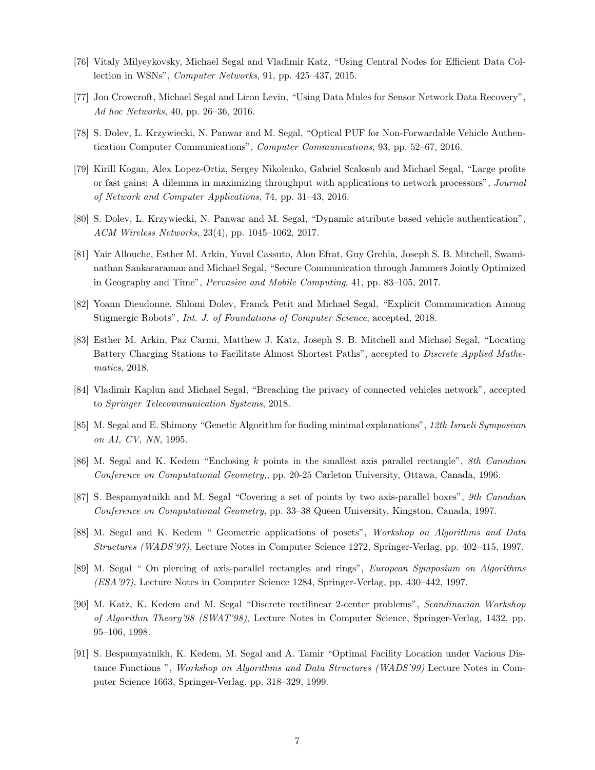[76] Vitaly Milyeykovsky, Michael Segal and Vladimir Katz, "Using Central Nodes for Efficient Data Collection in WSNs", *Computer Networks*, 91, pp. 425–437, 2015.

[77] Jon Crowcroft, Michael Segal and Liron Levin, "Using Data Mules for Sensor Network Data Recovery", *Ad hoc Networks*, 40, pp. 26–36, 2016.

[78] S. Dolev, L. Krzywiecki, N. Panwar and M. Segal, "Optical PUF for Non-Forwardable Vehicle Authentication Computer Communications", *Computer Communications*, 93, pp. 52–67, 2016.

[79] Kirill Kogan, Alex Lopez-Ortiz, Sergey Nikolenko, Gabriel Scalosub and Michael Segal, "Large profits or fast gains: A dilemma in maximizing throughput with applications to network processors", *Journal of Network and Computer Applications*, 74, pp. 31–43, 2016.

[80] S. Dolev, L. Krzywiecki, N. Panwar and M. Segal, "Dynamic attribute based vehicle authentication", *ACM Wireless Networks*, 23(4), pp. 1045–1062, 2017.

[81] Yair Allouche, Esther M. Arkin, Yuval Cassuto, Alon Efrat, Guy Grebla, Joseph S. B. Mitchell, Swaminathan Sankararaman and Michael Segal, "Secure Communication through Jammers Jointly Optimized in Geography and Time", *Pervasive and Mobile Computing*, 41, pp. 83–105, 2017.

[82] Yoann Dieudonne, Shlomi Dolev, Franck Petit and Michael Segal, "Explicit Communication Among Stigmergic Robots", *Int. J. of Foundations of Computer Science*, accepted, 2018.

[83] Esther M. Arkin, Paz Carmi, Matthew J. Katz, Joseph S. B. Mitchell and Michael Segal, "Locating Battery Charging Stations to Facilitate Almost Shortest Paths", accepted to *Discrete Applied Mathematics*, 2018.

[84] Vladimir Kaplun and Michael Segal, "Breaching the privacy of connected vehicles network", accepted to *Springer Telecommunication Systems*, 2018.

[85] M. Segal and E. Shimony "Genetic Algorithm for finding minimal explanations", *12th Israeli Symposium on AI, CV, NN*, 1995.

[86] M. Segal and K. Kedem "Enclosing $k$ points in the smallest axis parallel rectangle", *8th Canadian Conference on Computational Geometry,*, pp. 20-25 Carleton University, Ottawa, Canada, 1996.

[87] S. Bespamyatnikh and M. Segal "Covering a set of points by two axis-parallel boxes", *9th Canadian Conference on Computational Geometry*, pp. 33–38 Queen University, Kingston, Canada, 1997.

[88] M. Segal and K. Kedem " Geometric applications of posets", *Workshop on Algorithms and Data Structures (WADS'97)*, Lecture Notes in Computer Science 1272, Springer-Verlag, pp. 402–415, 1997.

[89] M. Segal " On piercing of axis-parallel rectangles and rings", *European Symposium on Algorithms (ESA'97)*, Lecture Notes in Computer Science 1284, Springer-Verlag, pp. 430–442, 1997.

[90] M. Katz, K. Kedem and M. Segal "Discrete rectilinear 2-center problems", *Scandinavian Workshop of Algorithm Theory'98 (SWAT'98)*, Lecture Notes in Computer Science, Springer-Verlag, 1432, pp. 95–106, 1998.

[91] S. Bespamyatnikh, K. Kedem, M. Segal and A. Tamir "Optimal Facility Location under Various Distance Functions ", *Workshop on Algorithms and Data Structures (WADS'99)* Lecture Notes in Computer Science 1663, Springer-Verlag, pp. 318–329, 1999.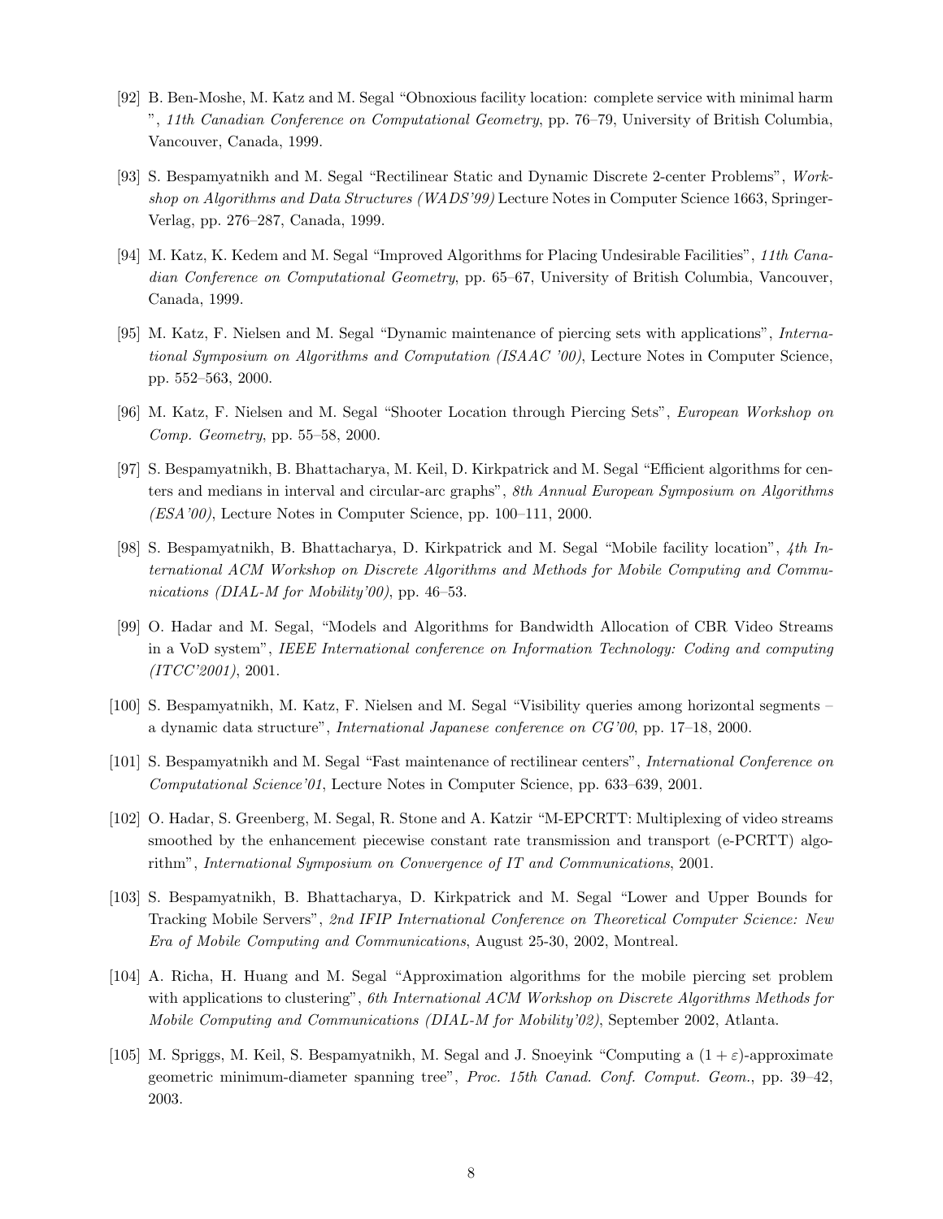[92] B. Ben-Moshe, M. Katz and M. Segal "Obnoxious facility location: complete service with minimal harm ", *11th Canadian Conference on Computational Geometry*, pp. 76–79, University of British Columbia, Vancouver, Canada, 1999.

[93] S. Bespamyatnikh and M. Segal "Rectilinear Static and Dynamic Discrete 2-center Problems", *Workshop on Algorithms and Data Structures (WADS'99)* Lecture Notes in Computer Science 1663, Springer-Verlag, pp. 276–287, Canada, 1999.

[94] M. Katz, K. Kedem and M. Segal "Improved Algorithms for Placing Undesirable Facilities", *11th Canadian Conference on Computational Geometry*, pp. 65–67, University of British Columbia, Vancouver, Canada, 1999.

[95] M. Katz, F. Nielsen and M. Segal "Dynamic maintenance of piercing sets with applications", *International Symposium on Algorithms and Computation (ISAAC '00)*, Lecture Notes in Computer Science, pp. 552–563, 2000.

[96] M. Katz, F. Nielsen and M. Segal "Shooter Location through Piercing Sets", *European Workshop on Comp. Geometry*, pp. 55–58, 2000.

[97] S. Bespamyatnikh, B. Bhattacharya, M. Keil, D. Kirkpatrick and M. Segal "Efficient algorithms for centers and medians in interval and circular-arc graphs", *8th Annual European Symposium on Algorithms (ESA'00)*, Lecture Notes in Computer Science, pp. 100–111, 2000.

[98] S. Bespamyatnikh, B. Bhattacharya, D. Kirkpatrick and M. Segal "Mobile facility location", *4th International ACM Workshop on Discrete Algorithms and Methods for Mobile Computing and Communications (DIAL-M for Mobility'00)*, pp. 46–53.

[99] O. Hadar and M. Segal, "Models and Algorithms for Bandwidth Allocation of CBR Video Streams in a VoD system", *IEEE International conference on Information Technology: Coding and computing (ITCC'2001)*, 2001.

[100] S. Bespamyatnikh, M. Katz, F. Nielsen and M. Segal "Visibility queries among horizontal segments – a dynamic data structure", *International Japanese conference on CG'00*, pp. 17–18, 2000.

[101] S. Bespamyatnikh and M. Segal "Fast maintenance of rectilinear centers", *International Conference on Computational Science'01*, Lecture Notes in Computer Science, pp. 633–639, 2001.

[102] O. Hadar, S. Greenberg, M. Segal, R. Stone and A. Katzir "M-EPCRTT: Multiplexing of video streams smoothed by the enhancement piecewise constant rate transmission and transport (e-PCRTT) algorithm", *International Symposium on Convergence of IT and Communications*, 2001.

[103] S. Bespamyatnikh, B. Bhattacharya, D. Kirkpatrick and M. Segal "Lower and Upper Bounds for Tracking Mobile Servers", *2nd IFIP International Conference on Theoretical Computer Science: New Era of Mobile Computing and Communications*, August 25-30, 2002, Montreal.

[104] A. Richa, H. Huang and M. Segal "Approximation algorithms for the mobile piercing set problem with applications to clustering", *6th International ACM Workshop on Discrete Algorithms Methods for Mobile Computing and Communications (DIAL-M for Mobility'02)*, September 2002, Atlanta.

[105] M. Spriggs, M. Keil, S. Bespamyatnikh, M. Segal and J. Snoeyink "Computing a $(1+\varepsilon)$-approximate geometric minimum-diameter spanning tree", *Proc. 15th Canad. Conf. Comput. Geom.*, pp. 39–42, 2003.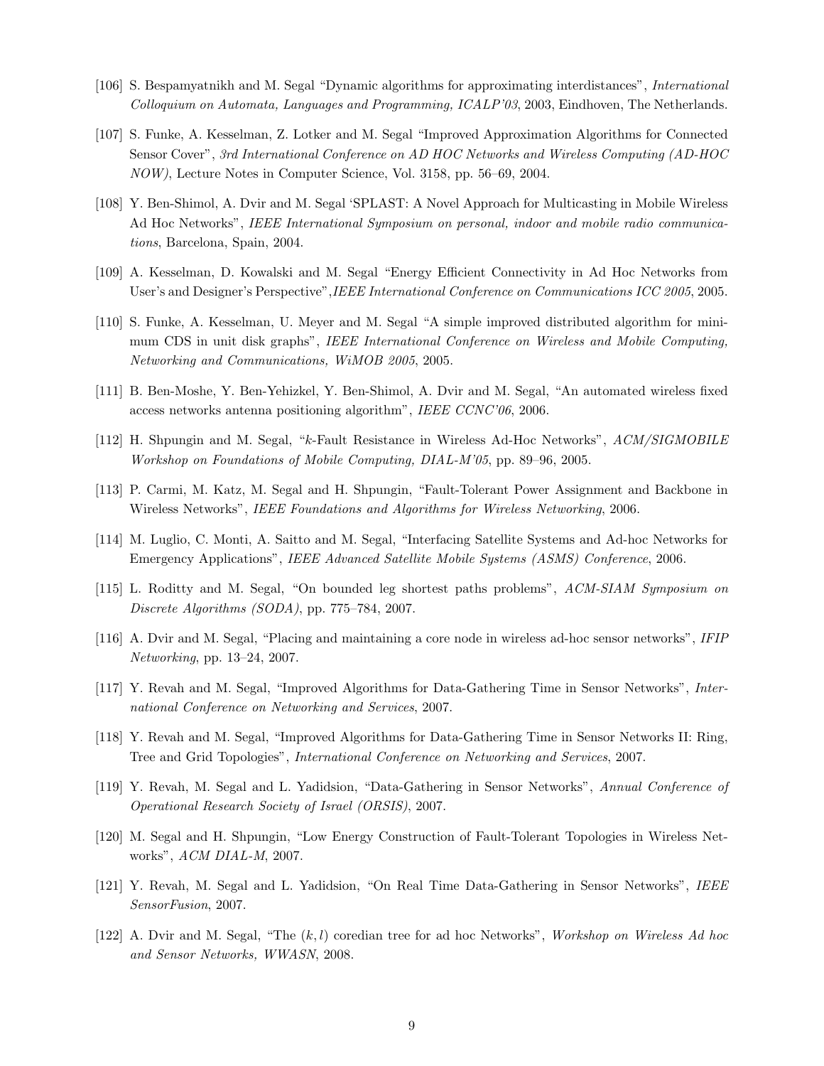[106] S. Bespamyatnikh and M. Segal "Dynamic algorithms for approximating interdistances", *International Colloquium on Automata, Languages and Programming, ICALP'03*, 2003, Eindhoven, The Netherlands.

[107] S. Funke, A. Kesselman, Z. Lotker and M. Segal "Improved Approximation Algorithms for Connected Sensor Cover", *3rd International Conference on AD HOC Networks and Wireless Computing (AD-HOC NOW)*, Lecture Notes in Computer Science, Vol. 3158, pp. 56–69, 2004.

[108] Y. Ben-Shimol, A. Dvir and M. Segal 'SPLAST: A Novel Approach for Multicasting in Mobile Wireless Ad Hoc Networks", *IEEE International Symposium on personal, indoor and mobile radio communications*, Barcelona, Spain, 2004.

[109] A. Kesselman, D. Kowalski and M. Segal "Energy Efficient Connectivity in Ad Hoc Networks from User's and Designer's Perspective",*IEEE International Conference on Communications ICC 2005*, 2005.

[110] S. Funke, A. Kesselman, U. Meyer and M. Segal "A simple improved distributed algorithm for minimum CDS in unit disk graphs", *IEEE International Conference on Wireless and Mobile Computing, Networking and Communications, WiMOB 2005*, 2005.

[111] B. Ben-Moshe, Y. Ben-Yehizkel, Y. Ben-Shimol, A. Dvir and M. Segal, "An automated wireless fixed access networks antenna positioning algorithm", *IEEE CCNC'06*, 2006.

[112] H. Shpungin and M. Segal, "$k$-Fault Resistance in Wireless Ad-Hoc Networks", *ACM/SIGMOBILE Workshop on Foundations of Mobile Computing, DIAL-M'05*, pp. 89–96, 2005.

[113] P. Carmi, M. Katz, M. Segal and H. Shpungin, "Fault-Tolerant Power Assignment and Backbone in Wireless Networks", *IEEE Foundations and Algorithms for Wireless Networking*, 2006.

[114] M. Luglio, C. Monti, A. Saitto and M. Segal, "Interfacing Satellite Systems and Ad-hoc Networks for Emergency Applications", *IEEE Advanced Satellite Mobile Systems (ASMS) Conference*, 2006.

[115] L. Roditty and M. Segal, "On bounded leg shortest paths problems", *ACM-SIAM Symposium on Discrete Algorithms (SODA)*, pp. 775–784, 2007.

[116] A. Dvir and M. Segal, "Placing and maintaining a core node in wireless ad-hoc sensor networks", *IFIP Networking*, pp. 13–24, 2007.

[117] Y. Revah and M. Segal, "Improved Algorithms for Data-Gathering Time in Sensor Networks", *International Conference on Networking and Services*, 2007.

[118] Y. Revah and M. Segal, "Improved Algorithms for Data-Gathering Time in Sensor Networks II: Ring, Tree and Grid Topologies", *International Conference on Networking and Services*, 2007.

[119] Y. Revah, M. Segal and L. Yadidsion, "Data-Gathering in Sensor Networks", *Annual Conference of Operational Research Society of Israel (ORSIS)*, 2007.

[120] M. Segal and H. Shpungin, "Low Energy Construction of Fault-Tolerant Topologies in Wireless Networks", *ACM DIAL-M*, 2007.

[121] Y. Revah, M. Segal and L. Yadidsion, "On Real Time Data-Gathering in Sensor Networks", *IEEE SensorFusion*, 2007.

[122] A. Dvir and M. Segal, "The $(k, l)$ coredian tree for ad hoc Networks", *Workshop on Wireless Ad hoc and Sensor Networks, WWASN*, 2008.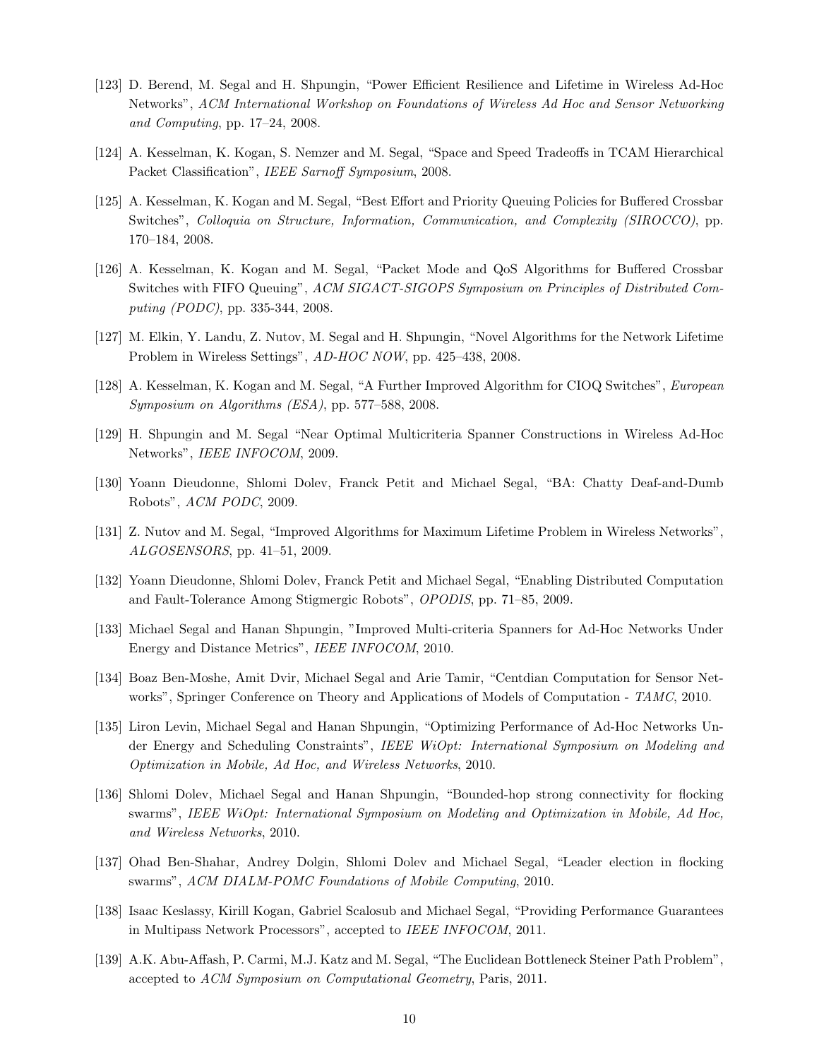[123] D. Berend, M. Segal and H. Shpungin, “Power Efficient Resilience and Lifetime in Wireless Ad-Hoc Networks”, *ACM International Workshop on Foundations of Wireless Ad Hoc and Sensor Networking and Computing*, pp. 17–24, 2008.

[124] A. Kesselman, K. Kogan, S. Nemzer and M. Segal, “Space and Speed Tradeoffs in TCAM Hierarchical Packet Classification”, *IEEE Sarnoff Symposium*, 2008.

[125] A. Kesselman, K. Kogan and M. Segal, “Best Effort and Priority Queuing Policies for Buffered Crossbar Switches”, *Colloquia on Structure, Information, Communication, and Complexity (SIROCCO)*, pp. 170–184, 2008.

[126] A. Kesselman, K. Kogan and M. Segal, “Packet Mode and QoS Algorithms for Buffered Crossbar Switches with FIFO Queuing”, *ACM SIGACT-SIGOPS Symposium on Principles of Distributed Computing (PODC)*, pp. 335-344, 2008.

[127] M. Elkin, Y. Landu, Z. Nutov, M. Segal and H. Shpungin, “Novel Algorithms for the Network Lifetime Problem in Wireless Settings”, *AD-HOC NOW*, pp. 425–438, 2008.

[128] A. Kesselman, K. Kogan and M. Segal, “A Further Improved Algorithm for CIOQ Switches”, *European Symposium on Algorithms (ESA)*, pp. 577–588, 2008.

[129] H. Shpungin and M. Segal “Near Optimal Multicriteria Spanner Constructions in Wireless Ad-Hoc Networks”, *IEEE INFOCOM*, 2009.

[130] Yoann Dieudonne, Shlomi Dolev, Franck Petit and Michael Segal, “BA: Chatty Deaf-and-Dumb Robots”, *ACM PODC*, 2009.

[131] Z. Nutov and M. Segal, “Improved Algorithms for Maximum Lifetime Problem in Wireless Networks”, *ALGOSENSORS*, pp. 41–51, 2009.

[132] Yoann Dieudonne, Shlomi Dolev, Franck Petit and Michael Segal, “Enabling Distributed Computation and Fault-Tolerance Among Stigmergic Robots”, *OPODIS*, pp. 71–85, 2009.

[133] Michael Segal and Hanan Shpungin, "Improved Multi-criteria Spanners for Ad-Hoc Networks Under Energy and Distance Metrics", *IEEE INFOCOM*, 2010.

[134] Boaz Ben-Moshe, Amit Dvir, Michael Segal and Arie Tamir, “Centdian Computation for Sensor Networks”, Springer Conference on Theory and Applications of Models of Computation - *TAMC*, 2010.

[135] Liron Levin, Michael Segal and Hanan Shpungin, “Optimizing Performance of Ad-Hoc Networks Under Energy and Scheduling Constraints”, *IEEE WiOpt: International Symposium on Modeling and Optimization in Mobile, Ad Hoc, and Wireless Networks*, 2010.

[136] Shlomi Dolev, Michael Segal and Hanan Shpungin, “Bounded-hop strong connectivity for flocking swarms”, *IEEE WiOpt: International Symposium on Modeling and Optimization in Mobile, Ad Hoc, and Wireless Networks*, 2010.

[137] Ohad Ben-Shahar, Andrey Dolgin, Shlomi Dolev and Michael Segal, “Leader election in flocking swarms”, *ACM DIALM-POMC Foundations of Mobile Computing*, 2010.

[138] Isaac Keslassy, Kirill Kogan, Gabriel Scalosub and Michael Segal, “Providing Performance Guarantees in Multipass Network Processors”, accepted to *IEEE INFOCOM*, 2011.

[139] A.K. Abu-Affash, P. Carmi, M.J. Katz and M. Segal, “The Euclidean Bottleneck Steiner Path Problem”, accepted to *ACM Symposium on Computational Geometry*, Paris, 2011.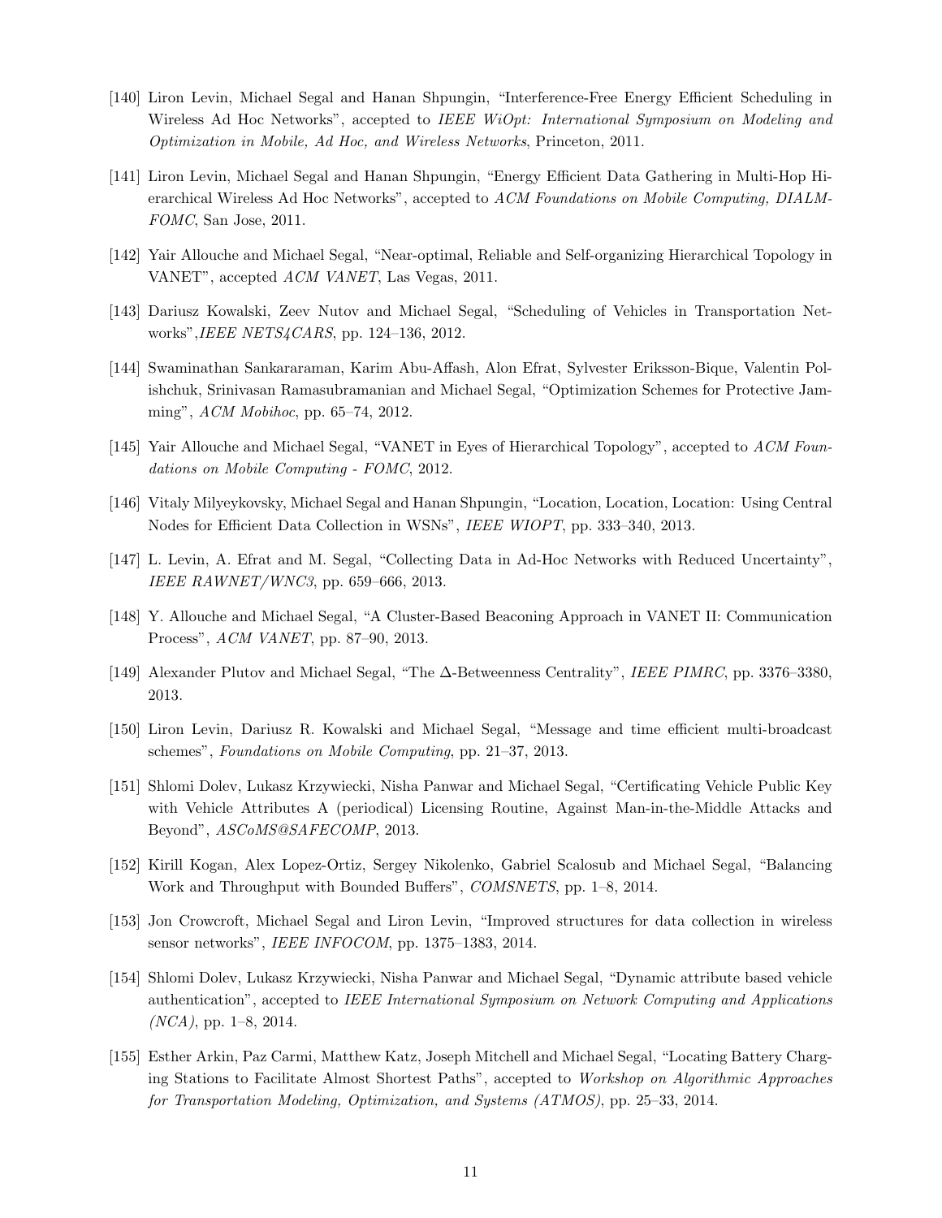[140] Liron Levin, Michael Segal and Hanan Shpungin, "Interference-Free Energy Efficient Scheduling in Wireless Ad Hoc Networks", accepted to *IEEE WiOpt: International Symposium on Modeling and Optimization in Mobile, Ad Hoc, and Wireless Networks*, Princeton, 2011.

[141] Liron Levin, Michael Segal and Hanan Shpungin, "Energy Efficient Data Gathering in Multi-Hop Hierarchical Wireless Ad Hoc Networks", accepted to *ACM Foundations on Mobile Computing, DIALM-FOMC*, San Jose, 2011.

[142] Yair Allouche and Michael Segal, "Near-optimal, Reliable and Self-organizing Hierarchical Topology in VANET", accepted *ACM VANET*, Las Vegas, 2011.

[143] Dariusz Kowalski, Zeev Nutov and Michael Segal, "Scheduling of Vehicles in Transportation Networks",*IEEE NETS4CARS*, pp. 124–136, 2012.

[144] Swaminathan Sankararaman, Karim Abu-Affash, Alon Efrat, Sylvester Eriksson-Bique, Valentin Polishchuk, Srinivasan Ramasubramanian and Michael Segal, "Optimization Schemes for Protective Jamming", *ACM Mobihoc*, pp. 65–74, 2012.

[145] Yair Allouche and Michael Segal, "VANET in Eyes of Hierarchical Topology", accepted to *ACM Foundations on Mobile Computing - FOMC*, 2012.

[146] Vitaly Milyeykovsky, Michael Segal and Hanan Shpungin, "Location, Location, Location: Using Central Nodes for Efficient Data Collection in WSNs", *IEEE WIOPT*, pp. 333–340, 2013.

[147] L. Levin, A. Efrat and M. Segal, "Collecting Data in Ad-Hoc Networks with Reduced Uncertainty", *IEEE RAWNET/WNC3*, pp. 659–666, 2013.

[148] Y. Allouche and Michael Segal, "A Cluster-Based Beaconing Approach in VANET II: Communication Process", *ACM VANET*, pp. 87–90, 2013.

[149] Alexander Plutov and Michael Segal, "The $\Delta$-Betweenness Centrality", *IEEE PIMRC*, pp. 3376–3380, 2013.

[150] Liron Levin, Dariusz R. Kowalski and Michael Segal, "Message and time efficient multi-broadcast schemes", *Foundations on Mobile Computing*, pp. 21–37, 2013.

[151] Shlomi Dolev, Lukasz Krzywiecki, Nisha Panwar and Michael Segal, "Certificating Vehicle Public Key with Vehicle Attributes A (periodical) Licensing Routine, Against Man-in-the-Middle Attacks and Beyond", *ASCoMS@SAFECOMP*, 2013.

[152] Kirill Kogan, Alex Lopez-Ortiz, Sergey Nikolenko, Gabriel Scalosub and Michael Segal, "Balancing Work and Throughput with Bounded Buffers", *COMSNETS*, pp. 1–8, 2014.

[153] Jon Crowcroft, Michael Segal and Liron Levin, "Improved structures for data collection in wireless sensor networks", *IEEE INFOCOM*, pp. 1375–1383, 2014.

[154] Shlomi Dolev, Lukasz Krzywiecki, Nisha Panwar and Michael Segal, "Dynamic attribute based vehicle authentication", accepted to *IEEE International Symposium on Network Computing and Applications (NCA)*, pp. 1–8, 2014.

[155] Esther Arkin, Paz Carmi, Matthew Katz, Joseph Mitchell and Michael Segal, "Locating Battery Charging Stations to Facilitate Almost Shortest Paths", accepted to *Workshop on Algorithmic Approaches for Transportation Modeling, Optimization, and Systems (ATMOS)*, pp. 25–33, 2014.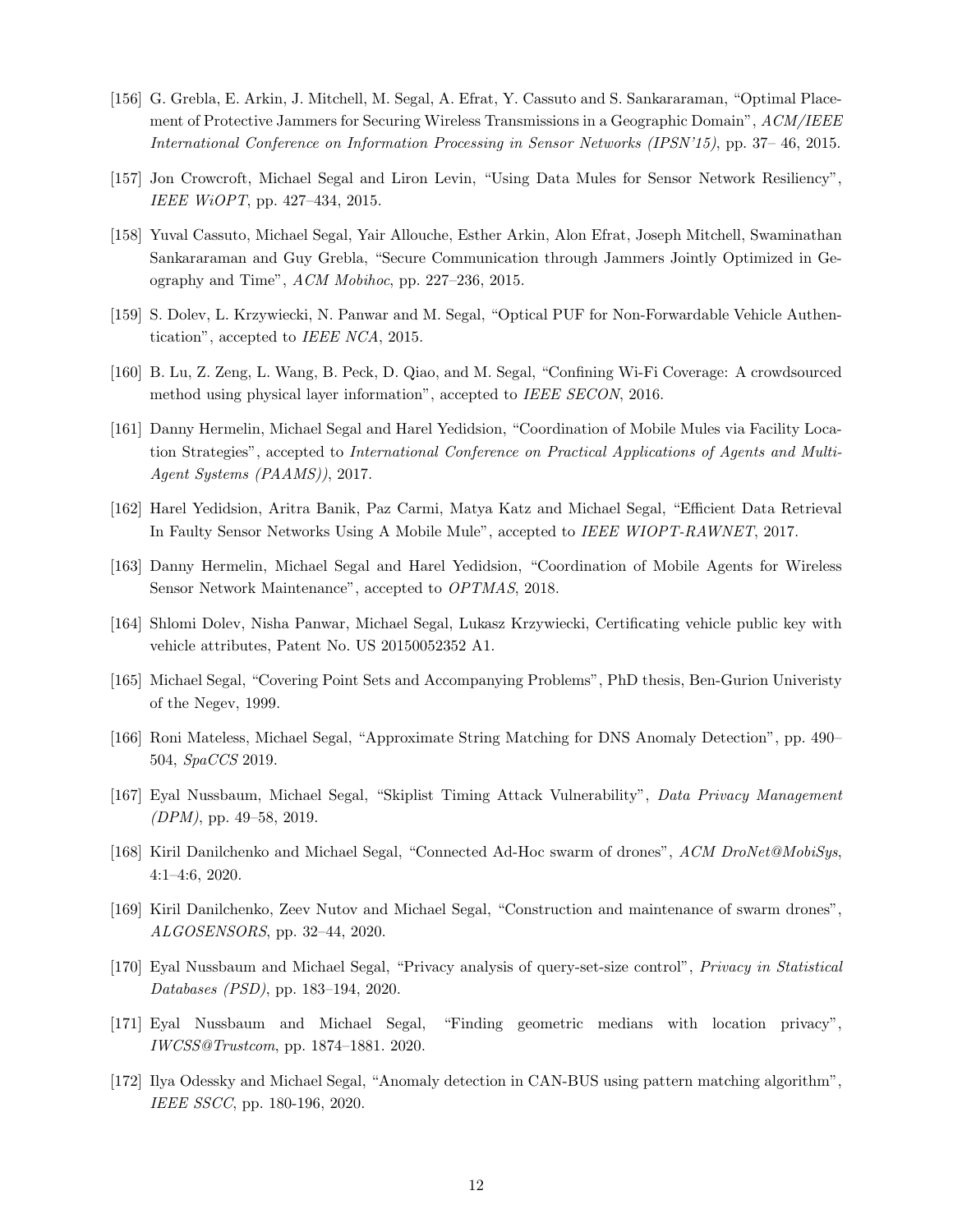[156] G. Grebla, E. Arkin, J. Mitchell, M. Segal, A. Efrat, Y. Cassuto and S. Sankararaman, "Optimal Placement of Protective Jammers for Securing Wireless Transmissions in a Geographic Domain", *ACM/IEEE International Conference on Information Processing in Sensor Networks (IPSN'15)*, pp. 37– 46, 2015.

[157] Jon Crowcroft, Michael Segal and Liron Levin, "Using Data Mules for Sensor Network Resiliency", *IEEE WiOPT*, pp. 427–434, 2015.

[158] Yuval Cassuto, Michael Segal, Yair Allouche, Esther Arkin, Alon Efrat, Joseph Mitchell, Swaminathan Sankararaman and Guy Grebla, "Secure Communication through Jammers Jointly Optimized in Geography and Time", *ACM Mobihoc*, pp. 227–236, 2015.

[159] S. Dolev, L. Krzywiecki, N. Panwar and M. Segal, "Optical PUF for Non-Forwardable Vehicle Authentication", accepted to *IEEE NCA*, 2015.

[160] B. Lu, Z. Zeng, L. Wang, B. Peck, D. Qiao, and M. Segal, "Confining Wi-Fi Coverage: A crowdsourced method using physical layer information", accepted to *IEEE SECON*, 2016.

[161] Danny Hermelin, Michael Segal and Harel Yedidsion, "Coordination of Mobile Mules via Facility Location Strategies", accepted to *International Conference on Practical Applications of Agents and Multi-Agent Systems (PAAMS))*, 2017.

[162] Harel Yedidsion, Aritra Banik, Paz Carmi, Matya Katz and Michael Segal, "Efficient Data Retrieval In Faulty Sensor Networks Using A Mobile Mule", accepted to *IEEE WIOPT-RAWNET*, 2017.

[163] Danny Hermelin, Michael Segal and Harel Yedidsion, "Coordination of Mobile Agents for Wireless Sensor Network Maintenance", accepted to *OPTMAS*, 2018.

[164] Shlomi Dolev, Nisha Panwar, Michael Segal, Lukasz Krzywiecki, Certificating vehicle public key with vehicle attributes, Patent No. US 20150052352 A1.

[165] Michael Segal, "Covering Point Sets and Accompanying Problems", PhD thesis, Ben-Gurion Univeristy of the Negev, 1999.

[166] Roni Mateless, Michael Segal, "Approximate String Matching for DNS Anomaly Detection", pp. 490–504, *SpaCCS* 2019.

[167] Eyal Nussbaum, Michael Segal, "Skiplist Timing Attack Vulnerability", *Data Privacy Management (DPM)*, pp. 49–58, 2019.

[168] Kiril Danilchenko and Michael Segal, "Connected Ad-Hoc swarm of drones", *ACM DroNet@MobiSys*, 4:1–4:6, 2020.

[169] Kiril Danilchenko, Zeev Nutov and Michael Segal, "Construction and maintenance of swarm drones", *ALGOSENSORS*, pp. 32–44, 2020.

[170] Eyal Nussbaum and Michael Segal, "Privacy analysis of query-set-size control", *Privacy in Statistical Databases (PSD)*, pp. 183–194, 2020.

[171] Eyal Nussbaum and Michael Segal, "Finding geometric medians with location privacy", *IWCSS@Trustcom*, pp. 1874–1881. 2020.

[172] Ilya Odessky and Michael Segal, "Anomaly detection in CAN-BUS using pattern matching algorithm", *IEEE SSCC*, pp. 180-196, 2020.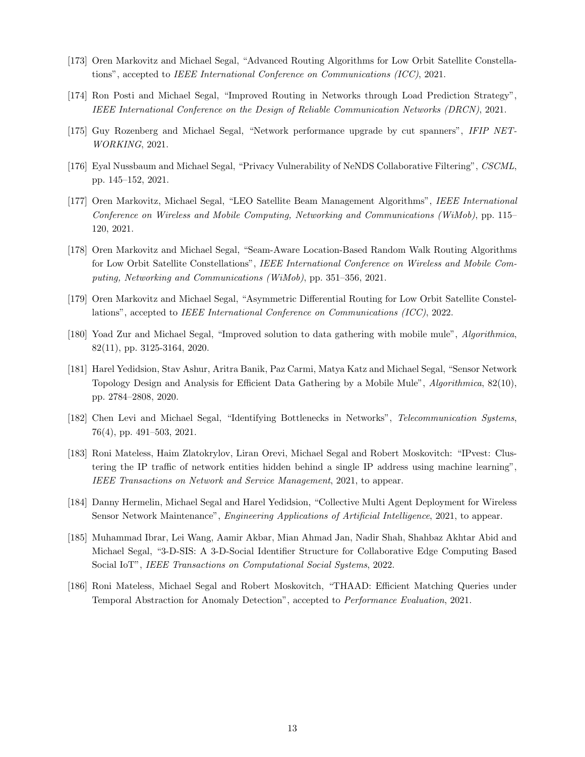[173] Oren Markovitz and Michael Segal, "Advanced Routing Algorithms for Low Orbit Satellite Constellations", accepted to *IEEE International Conference on Communications (ICC)*, 2021.

[174] Ron Posti and Michael Segal, "Improved Routing in Networks through Load Prediction Strategy", *IEEE International Conference on the Design of Reliable Communication Networks (DRCN)*, 2021.

[175] Guy Rozenberg and Michael Segal, "Network performance upgrade by cut spanners", *IFIP NETWORKING*, 2021.

[176] Eyal Nussbaum and Michael Segal, "Privacy Vulnerability of NeNDS Collaborative Filtering", *CSCML*, pp. 145–152, 2021.

[177] Oren Markovitz, Michael Segal, "LEO Satellite Beam Management Algorithms", *IEEE International Conference on Wireless and Mobile Computing, Networking and Communications (WiMob)*, pp. 115–120, 2021.

[178] Oren Markovitz and Michael Segal, "Seam-Aware Location-Based Random Walk Routing Algorithms for Low Orbit Satellite Constellations", *IEEE International Conference on Wireless and Mobile Computing, Networking and Communications (WiMob)*, pp. 351–356, 2021.

[179] Oren Markovitz and Michael Segal, "Asymmetric Differential Routing for Low Orbit Satellite Constellations", accepted to *IEEE International Conference on Communications (ICC)*, 2022.

[180] Yoad Zur and Michael Segal, "Improved solution to data gathering with mobile mule", *Algorithmica*, 82(11), pp. 3125-3164, 2020.

[181] Harel Yedidsion, Stav Ashur, Aritra Banik, Paz Carmi, Matya Katz and Michael Segal, "Sensor Network Topology Design and Analysis for Efficient Data Gathering by a Mobile Mule", *Algorithmica*, 82(10), pp. 2784–2808, 2020.

[182] Chen Levi and Michael Segal, "Identifying Bottlenecks in Networks", *Telecommunication Systems*, 76(4), pp. 491–503, 2021.

[183] Roni Mateless, Haim Zlatokrylov, Liran Orevi, Michael Segal and Robert Moskovitch: "IPvest: Clustering the IP traffic of network entities hidden behind a single IP address using machine learning", *IEEE Transactions on Network and Service Management*, 2021, to appear.

[184] Danny Hermelin, Michael Segal and Harel Yedidsion, "Collective Multi Agent Deployment for Wireless Sensor Network Maintenance", *Engineering Applications of Artificial Intelligence*, 2021, to appear.

[185] Muhammad Ibrar, Lei Wang, Aamir Akbar, Mian Ahmad Jan, Nadir Shah, Shahbaz Akhtar Abid and Michael Segal, "3-D-SIS: A 3-D-Social Identifier Structure for Collaborative Edge Computing Based Social IoT", *IEEE Transactions on Computational Social Systems*, 2022.

[186] Roni Mateless, Michael Segal and Robert Moskovitch, "THAAD: Efficient Matching Queries under Temporal Abstraction for Anomaly Detection", accepted to *Performance Evaluation*, 2021.